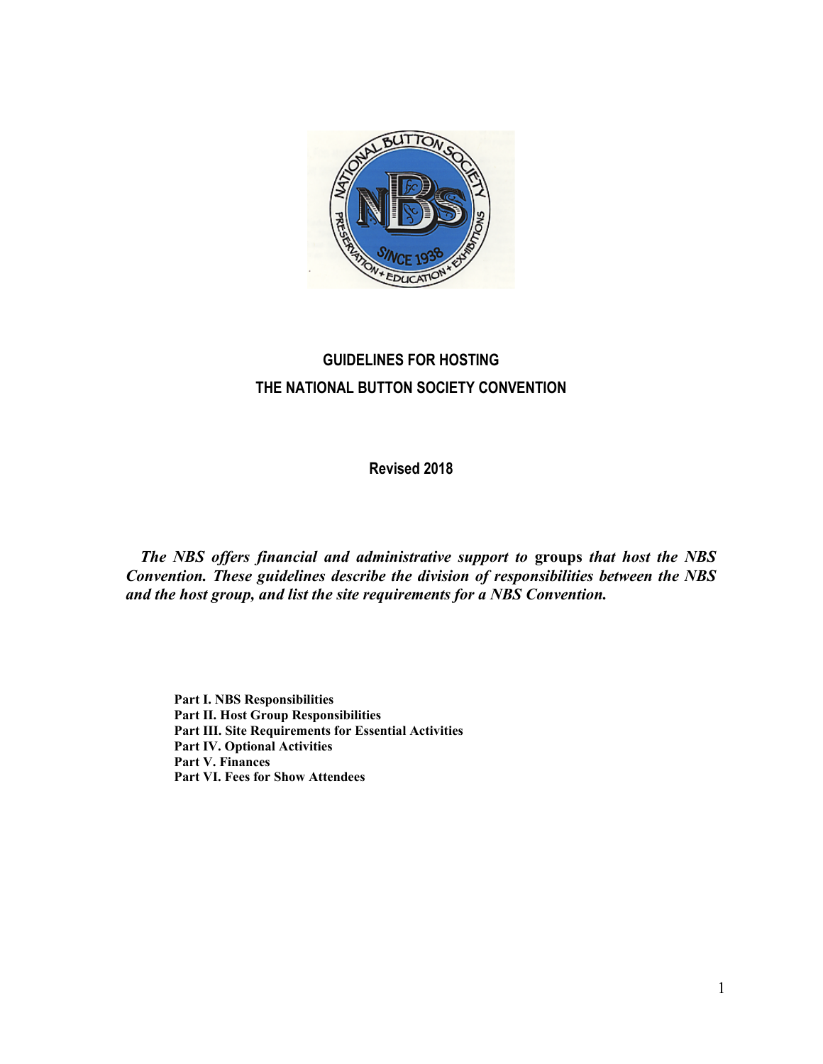# GUIDELINES FOR HOSTING THE NATIONAL BUTTON SOCIETY CONVENTION

**Revised 2018**

***The NBS offers financial and administrative support to* groups *that host the NBS Convention. These guidelines describe the division of responsibilities between the NBS and the host group, and list the site requirements for a NBS Convention.***

**Part I. NBS Responsibilities**
**Part II. Host Group Responsibilities**
**Part III. Site Requirements for Essential Activities**
**Part IV. Optional Activities**
**Part V. Finances**
**Part VI. Fees for Show Attendees**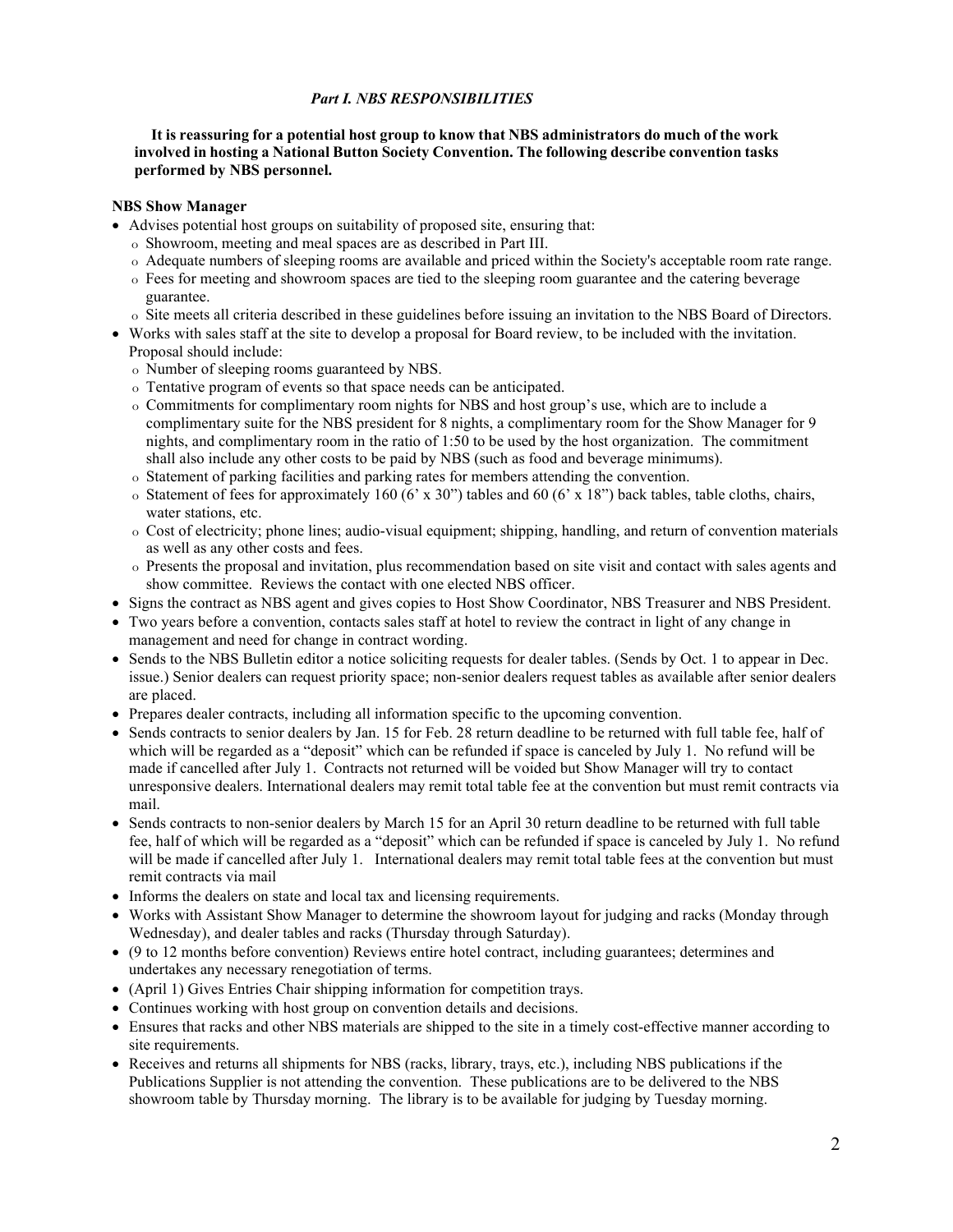## *Part I. NBS RESPONSIBILITIES*

**It is reassuring for a potential host group to know that NBS administrators do much of the work involved in hosting a National Button Society Convention. The following describe convention tasks performed by NBS personnel.**

**NBS Show Manager**

- Advises potential host groups on suitability of proposed site, ensuring that:
  - Showroom, meeting and meal spaces are as described in Part III.
  - Adequate numbers of sleeping rooms are available and priced within the Society's acceptable room rate range.
  - Fees for meeting and showroom spaces are tied to the sleeping room guarantee and the catering beverage guarantee.
  - Site meets all criteria described in these guidelines before issuing an invitation to the NBS Board of Directors.
- Works with sales staff at the site to develop a proposal for Board review, to be included with the invitation. Proposal should include:
  - Number of sleeping rooms guaranteed by NBS.
  - Tentative program of events so that space needs can be anticipated.
  - Commitments for complimentary room nights for NBS and host group's use, which are to include a complimentary suite for the NBS president for 8 nights, a complimentary room for the Show Manager for 9 nights, and complimentary room in the ratio of 1:50 to be used by the host organization. The commitment shall also include any other costs to be paid by NBS (such as food and beverage minimums).
  - Statement of parking facilities and parking rates for members attending the convention.
  - Statement of fees for approximately 160 (6' x 30") tables and 60 (6' x 18") back tables, table cloths, chairs, water stations, etc.
  - Cost of electricity; phone lines; audio-visual equipment; shipping, handling, and return of convention materials as well as any other costs and fees.
  - Presents the proposal and invitation, plus recommendation based on site visit and contact with sales agents and show committee. Reviews the contact with one elected NBS officer.
- Signs the contract as NBS agent and gives copies to Host Show Coordinator, NBS Treasurer and NBS President.
- Two years before a convention, contacts sales staff at hotel to review the contract in light of any change in management and need for change in contract wording.
- Sends to the NBS Bulletin editor a notice soliciting requests for dealer tables. (Sends by Oct. 1 to appear in Dec. issue.) Senior dealers can request priority space; non-senior dealers request tables as available after senior dealers are placed.
- Prepares dealer contracts, including all information specific to the upcoming convention.
- Sends contracts to senior dealers by Jan. 15 for Feb. 28 return deadline to be returned with full table fee, half of which will be regarded as a "deposit" which can be refunded if space is canceled by July 1. No refund will be made if cancelled after July 1. Contracts not returned will be voided but Show Manager will try to contact unresponsive dealers. International dealers may remit total table fee at the convention but must remit contracts via mail.
- Sends contracts to non-senior dealers by March 15 for an April 30 return deadline to be returned with full table fee, half of which will be regarded as a "deposit" which can be refunded if space is canceled by July 1. No refund will be made if cancelled after July 1. International dealers may remit total table fees at the convention but must remit contracts via mail
- Informs the dealers on state and local tax and licensing requirements.
- Works with Assistant Show Manager to determine the showroom layout for judging and racks (Monday through Wednesday), and dealer tables and racks (Thursday through Saturday).
- (9 to 12 months before convention) Reviews entire hotel contract, including guarantees; determines and undertakes any necessary renegotiation of terms.
- (April 1) Gives Entries Chair shipping information for competition trays.
- Continues working with host group on convention details and decisions.
- Ensures that racks and other NBS materials are shipped to the site in a timely cost-effective manner according to site requirements.
- Receives and returns all shipments for NBS (racks, library, trays, etc.), including NBS publications if the Publications Supplier is not attending the convention. These publications are to be delivered to the NBS showroom table by Thursday morning. The library is to be available for judging by Tuesday morning.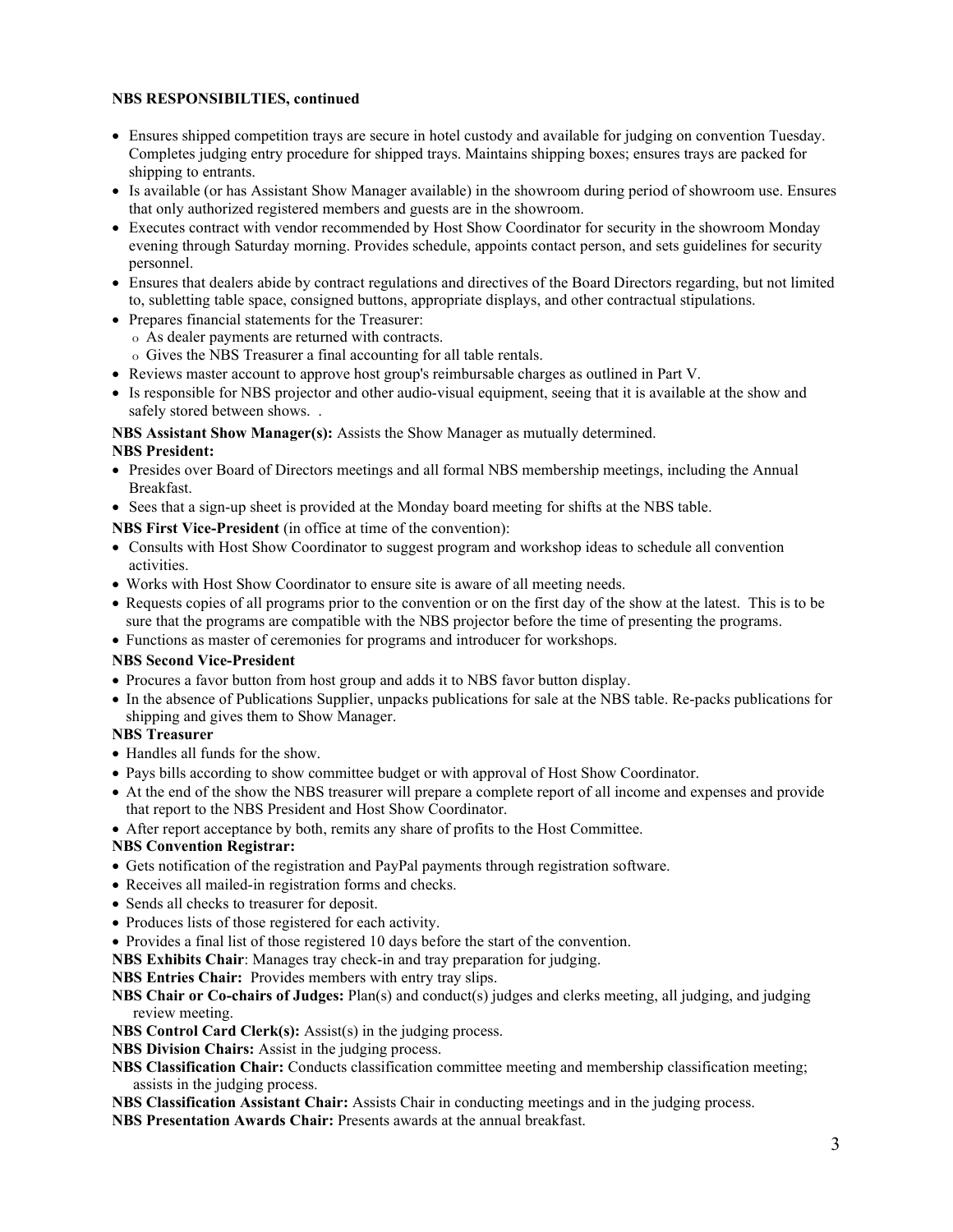**NBS RESPONSIBILTIES, continued**

- Ensures shipped competition trays are secure in hotel custody and available for judging on convention Tuesday. Completes judging entry procedure for shipped trays. Maintains shipping boxes; ensures trays are packed for shipping to entrants.
- Is available (or has Assistant Show Manager available) in the showroom during period of showroom use. Ensures that only authorized registered members and guests are in the showroom.
- Executes contract with vendor recommended by Host Show Coordinator for security in the showroom Monday evening through Saturday morning. Provides schedule, appoints contact person, and sets guidelines for security personnel.
- Ensures that dealers abide by contract regulations and directives of the Board Directors regarding, but not limited to, subletting table space, consigned buttons, appropriate displays, and other contractual stipulations.
- Prepares financial statements for the Treasurer:
  - As dealer payments are returned with contracts.
  - Gives the NBS Treasurer a final accounting for all table rentals.
- Reviews master account to approve host group's reimbursable charges as outlined in Part V.
- Is responsible for NBS projector and other audio-visual equipment, seeing that it is available at the show and safely stored between shows. .

**NBS Assistant Show Manager(s):** Assists the Show Manager as mutually determined.

**NBS President:**

- Presides over Board of Directors meetings and all formal NBS membership meetings, including the Annual Breakfast.
- Sees that a sign-up sheet is provided at the Monday board meeting for shifts at the NBS table.

**NBS First Vice-President** (in office at time of the convention):

- Consults with Host Show Coordinator to suggest program and workshop ideas to schedule all convention activities.
- Works with Host Show Coordinator to ensure site is aware of all meeting needs.
- Requests copies of all programs prior to the convention or on the first day of the show at the latest. This is to be sure that the programs are compatible with the NBS projector before the time of presenting the programs.
- Functions as master of ceremonies for programs and introducer for workshops.

**NBS Second Vice-President**

- Procures a favor button from host group and adds it to NBS favor button display.
- In the absence of Publications Supplier, unpacks publications for sale at the NBS table. Re-packs publications for shipping and gives them to Show Manager.

**NBS Treasurer**

- Handles all funds for the show.
- Pays bills according to show committee budget or with approval of Host Show Coordinator.
- At the end of the show the NBS treasurer will prepare a complete report of all income and expenses and provide that report to the NBS President and Host Show Coordinator.
- After report acceptance by both, remits any share of profits to the Host Committee.

**NBS Convention Registrar:**

- Gets notification of the registration and PayPal payments through registration software.
- Receives all mailed-in registration forms and checks.
- Sends all checks to treasurer for deposit.
- Produces lists of those registered for each activity.
- Provides a final list of those registered 10 days before the start of the convention.

**NBS Exhibits Chair**: Manages tray check-in and tray preparation for judging.

**NBS Entries Chair:** Provides members with entry tray slips.

**NBS Chair or Co-chairs of Judges:** Plan(s) and conduct(s) judges and clerks meeting, all judging, and judging review meeting.

**NBS Control Card Clerk(s):** Assist(s) in the judging process.

**NBS Division Chairs:** Assist in the judging process.

**NBS Classification Chair:** Conducts classification committee meeting and membership classification meeting; assists in the judging process.

**NBS Classification Assistant Chair:** Assists Chair in conducting meetings and in the judging process.

**NBS Presentation Awards Chair:** Presents awards at the annual breakfast.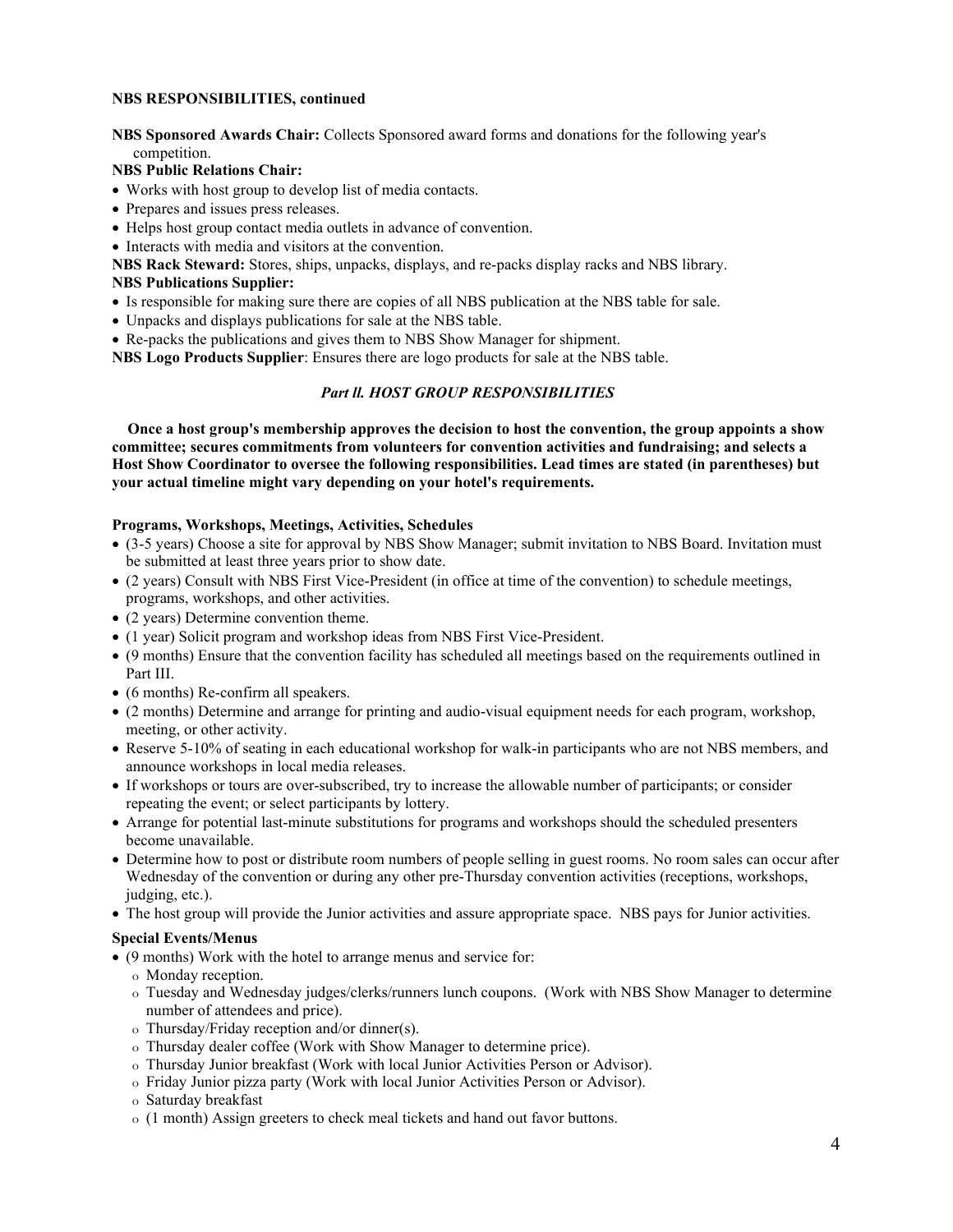**NBS RESPONSIBILITIES, continued**

**NBS Sponsored Awards Chair:** Collects Sponsored award forms and donations for the following year's competition.

**NBS Public Relations Chair:**

- Works with host group to develop list of media contacts.
- Prepares and issues press releases.
- Helps host group contact media outlets in advance of convention.
- Interacts with media and visitors at the convention.

**NBS Rack Steward:** Stores, ships, unpacks, displays, and re-packs display racks and NBS library.

**NBS Publications Supplier:**

- Is responsible for making sure there are copies of all NBS publication at the NBS table for sale.
- Unpacks and displays publications for sale at the NBS table.
- Re-packs the publications and gives them to NBS Show Manager for shipment.

**NBS Logo Products Supplier**: Ensures there are logo products for sale at the NBS table.

## ***Part II. HOST GROUP RESPONSIBILITIES***

**Once a host group's membership approves the decision to host the convention, the group appoints a show committee; secures commitments from volunteers for convention activities and fundraising; and selects a Host Show Coordinator to oversee the following responsibilities. Lead times are stated (in parentheses) but your actual timeline might vary depending on your hotel's requirements.**

**Programs, Workshops, Meetings, Activities, Schedules**

- (3-5 years) Choose a site for approval by NBS Show Manager; submit invitation to NBS Board. Invitation must be submitted at least three years prior to show date.
- (2 years) Consult with NBS First Vice-President (in office at time of the convention) to schedule meetings, programs, workshops, and other activities.
- (2 years) Determine convention theme.
- (1 year) Solicit program and workshop ideas from NBS First Vice-President.
- (9 months) Ensure that the convention facility has scheduled all meetings based on the requirements outlined in Part III.
- (6 months) Re-confirm all speakers.
- (2 months) Determine and arrange for printing and audio-visual equipment needs for each program, workshop, meeting, or other activity.
- Reserve 5-10% of seating in each educational workshop for walk-in participants who are not NBS members, and announce workshops in local media releases.
- If workshops or tours are over-subscribed, try to increase the allowable number of participants; or consider repeating the event; or select participants by lottery.
- Arrange for potential last-minute substitutions for programs and workshops should the scheduled presenters become unavailable.
- Determine how to post or distribute room numbers of people selling in guest rooms. No room sales can occur after Wednesday of the convention or during any other pre-Thursday convention activities (receptions, workshops, judging, etc.).
- The host group will provide the Junior activities and assure appropriate space. NBS pays for Junior activities.

**Special Events/Menus**

- (9 months) Work with the hotel to arrange menus and service for:
  - Monday reception.
  - Tuesday and Wednesday judges/clerks/runners lunch coupons. (Work with NBS Show Manager to determine number of attendees and price).
  - Thursday/Friday reception and/or dinner(s).
  - Thursday dealer coffee (Work with Show Manager to determine price).
  - Thursday Junior breakfast (Work with local Junior Activities Person or Advisor).
  - Friday Junior pizza party (Work with local Junior Activities Person or Advisor).
  - Saturday breakfast
  - (1 month) Assign greeters to check meal tickets and hand out favor buttons.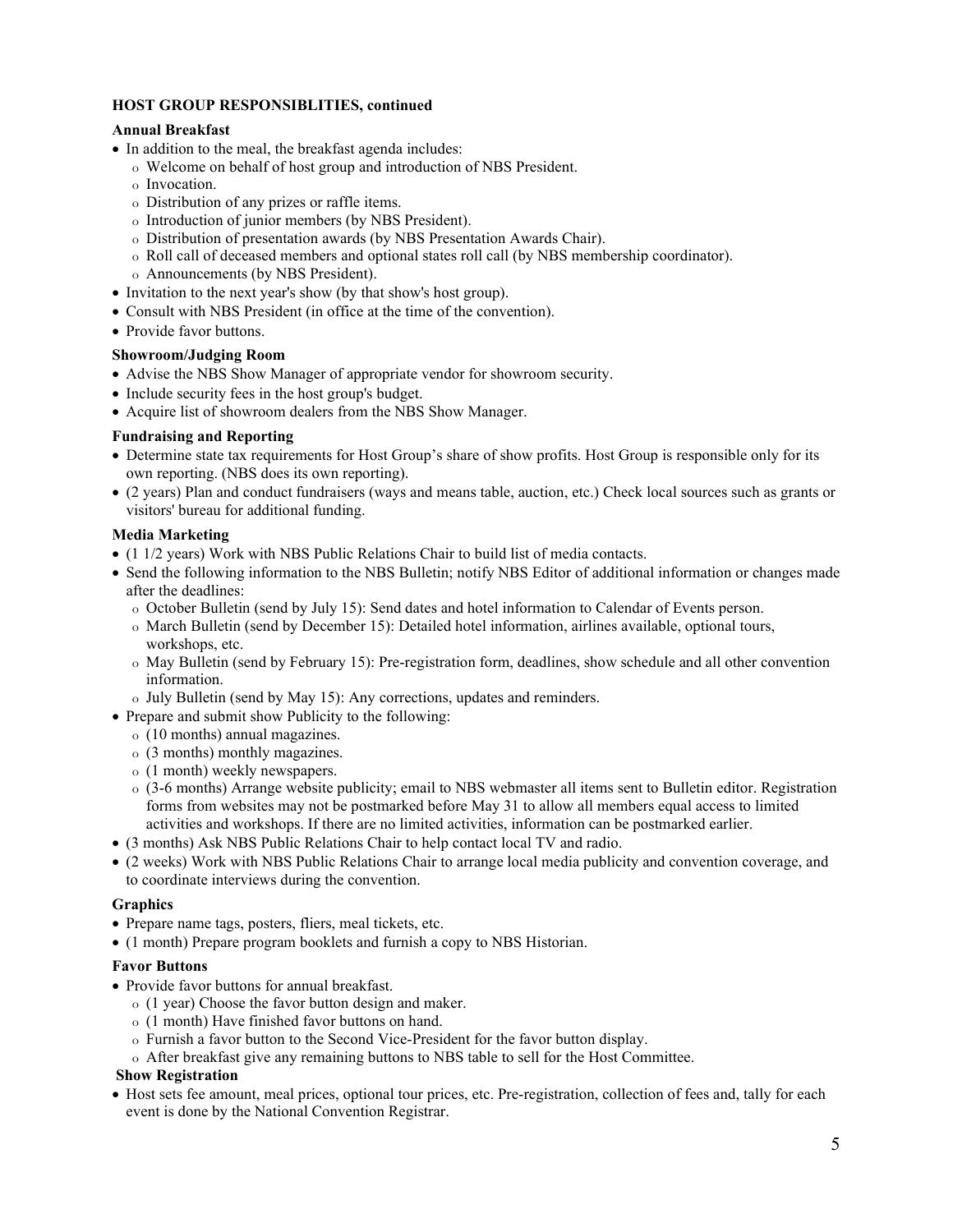**HOST GROUP RESPONSIBLITIES, continued**

**Annual Breakfast**

- In addition to the meal, the breakfast agenda includes:
  - Welcome on behalf of host group and introduction of NBS President.
  - Invocation.
  - Distribution of any prizes or raffle items.
  - Introduction of junior members (by NBS President).
  - Distribution of presentation awards (by NBS Presentation Awards Chair).
  - Roll call of deceased members and optional states roll call (by NBS membership coordinator).
  - Announcements (by NBS President).
- Invitation to the next year's show (by that show's host group).
- Consult with NBS President (in office at the time of the convention).
- Provide favor buttons.

**Showroom/Judging Room**

- Advise the NBS Show Manager of appropriate vendor for showroom security.
- Include security fees in the host group's budget.
- Acquire list of showroom dealers from the NBS Show Manager.

**Fundraising and Reporting**

- Determine state tax requirements for Host Group's share of show profits. Host Group is responsible only for its own reporting. (NBS does its own reporting).
- (2 years) Plan and conduct fundraisers (ways and means table, auction, etc.) Check local sources such as grants or visitors' bureau for additional funding.

**Media Marketing**

- (1 1/2 years) Work with NBS Public Relations Chair to build list of media contacts.
- Send the following information to the NBS Bulletin; notify NBS Editor of additional information or changes made after the deadlines:
  - October Bulletin (send by July 15): Send dates and hotel information to Calendar of Events person.
  - March Bulletin (send by December 15): Detailed hotel information, airlines available, optional tours, workshops, etc.
  - May Bulletin (send by February 15): Pre-registration form, deadlines, show schedule and all other convention information.
  - July Bulletin (send by May 15): Any corrections, updates and reminders.
- Prepare and submit show Publicity to the following:
  - (10 months) annual magazines.
  - (3 months) monthly magazines.
  - (1 month) weekly newspapers.
  - (3-6 months) Arrange website publicity; email to NBS webmaster all items sent to Bulletin editor. Registration forms from websites may not be postmarked before May 31 to allow all members equal access to limited activities and workshops. If there are no limited activities, information can be postmarked earlier.
- (3 months) Ask NBS Public Relations Chair to help contact local TV and radio.
- (2 weeks) Work with NBS Public Relations Chair to arrange local media publicity and convention coverage, and to coordinate interviews during the convention.

**Graphics**

- Prepare name tags, posters, fliers, meal tickets, etc.
- (1 month) Prepare program booklets and furnish a copy to NBS Historian.

**Favor Buttons**

- Provide favor buttons for annual breakfast.
  - (1 year) Choose the favor button design and maker.
  - (1 month) Have finished favor buttons on hand.
  - Furnish a favor button to the Second Vice-President for the favor button display.
  - After breakfast give any remaining buttons to NBS table to sell for the Host Committee.

**Show Registration**

- Host sets fee amount, meal prices, optional tour prices, etc. Pre-registration, collection of fees and, tally for each event is done by the National Convention Registrar.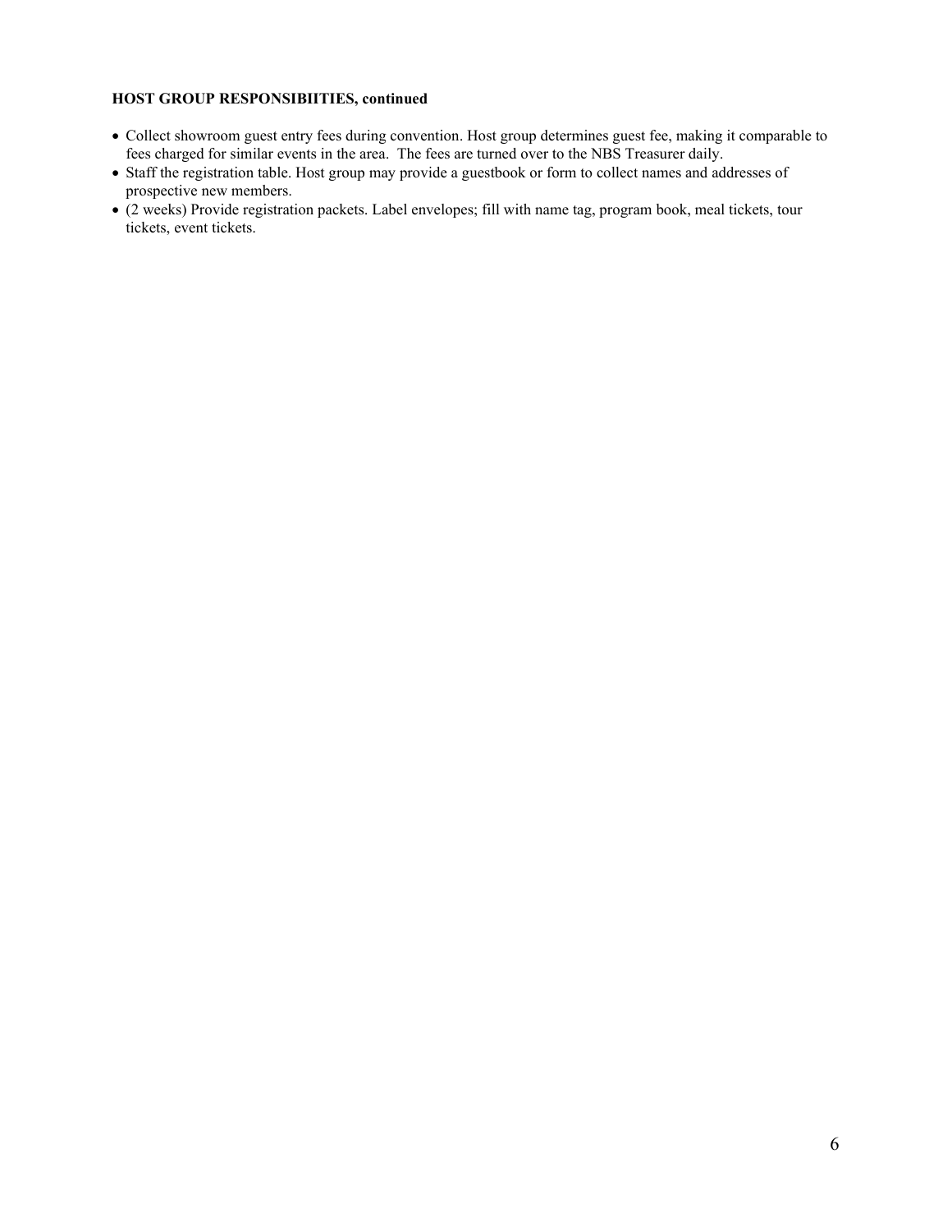**HOST GROUP RESPONSIBIITIES, continued**

- Collect showroom guest entry fees during convention. Host group determines guest fee, making it comparable to fees charged for similar events in the area.  The fees are turned over to the NBS Treasurer daily.
- Staff the registration table. Host group may provide a guestbook or form to collect names and addresses of prospective new members.
- (2 weeks) Provide registration packets. Label envelopes; fill with name tag, program book, meal tickets, tour tickets, event tickets.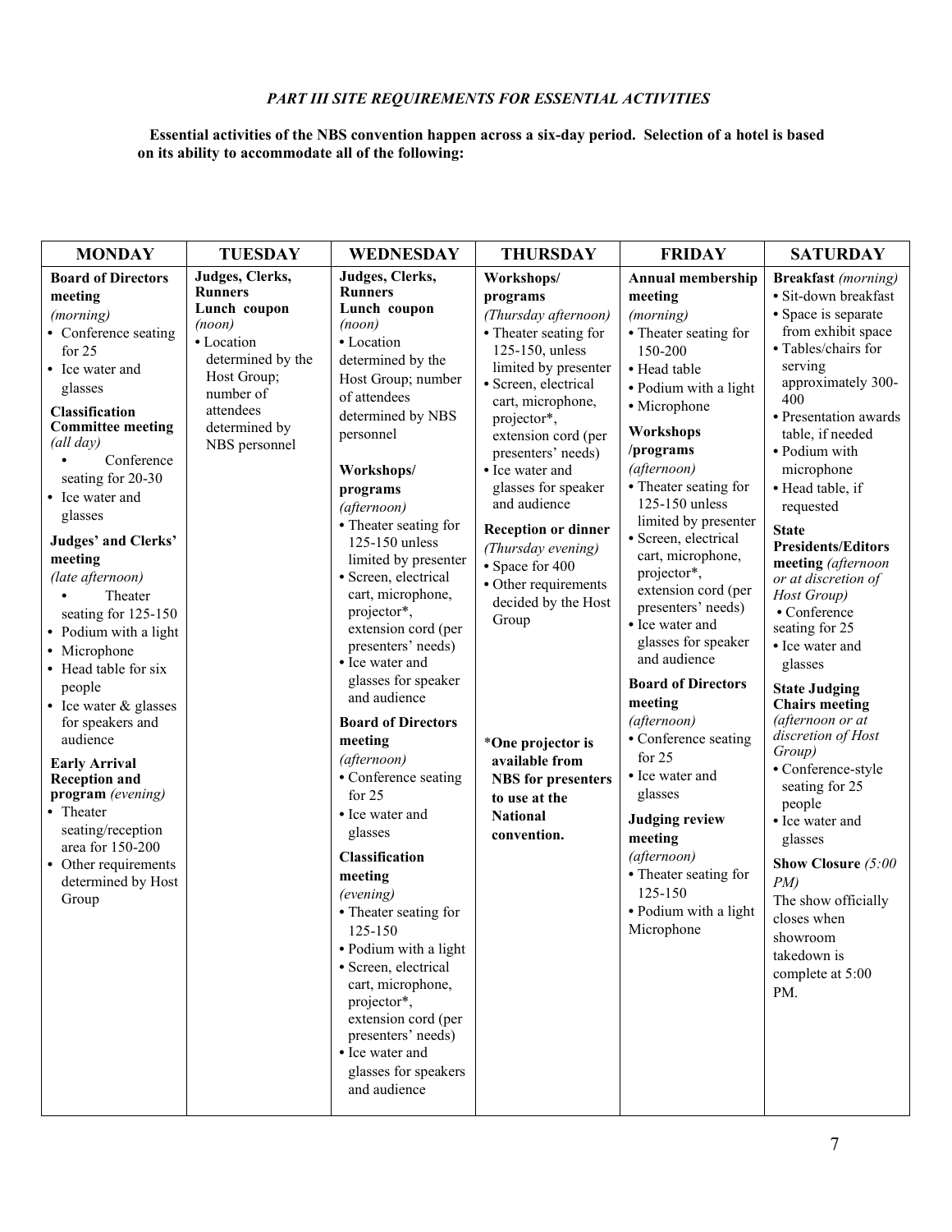*PART III SITE REQUIREMENTS FOR ESSENTIAL ACTIVITIES*

**Essential activities of the NBS convention happen across a six-day period. Selection of a hotel is based on its ability to accommodate all of the following:**

| MONDAY | TUESDAY | WEDNESDAY | THURSDAY | FRIDAY | SATURDAY |
|---|---|---|---|---|---|
| **Board of Directors meeting** *(morning)*<br>• Conference seating for 25<br>• Ice water and glasses<br>**Classification Committee meeting** *(all day)*<br>• Conference seating for 20-30<br>• Ice water and glasses<br>**Judges' and Clerks' meeting** *(late afternoon)*<br>• Theater seating for 125-150<br>• Podium with a light<br>• Microphone<br>• Head table for six people<br>• Ice water & glasses for speakers and audience<br>**Early Arrival Reception and program** *(evening)*<br>• Theater seating/reception area for 150-200<br>• Other requirements determined by Host Group | **Judges, Clerks, Runners Lunch coupon** *(noon)*<br>• Location determined by the Host Group; number of attendees determined by NBS personnel | **Judges, Clerks, Runners Lunch coupon** *(noon)*<br>• Location determined by the Host Group; number of attendees determined by NBS personnel<br>**Workshops/ programs** *(afternoon)*<br>• Theater seating for 125-150 unless limited by presenter<br>• Screen, electrical cart, microphone, projector*, extension cord (per presenters' needs)<br>• Ice water and glasses for speaker and audience<br>**Board of Directors meeting** *(afternoon)*<br>• Conference seating for 25<br>• Ice water and glasses<br>**Classification meeting** *(evening)*<br>• Theater seating for 125-150<br>• Podium with a light<br>• Screen, electrical cart, microphone, projector*, extension cord (per presenters' needs)<br>• Ice water and glasses for speakers and audience | **Workshops/ programs** *(Thursday afternoon)*<br>• Theater seating for 125-150, unless limited by presenter<br>• Screen, electrical cart, microphone, projector*, extension cord (per presenters' needs)<br>• Ice water and glasses for speaker and audience<br>**Reception or dinner** *(Thursday evening)*<br>• Space for 400<br>• Other requirements decided by the Host Group<br><br>**\*One projector is available from NBS for presenters to use at the National convention.** | **Annual membership meeting** *(morning)*<br>• Theater seating for 150-200<br>• Head table<br>• Podium with a light<br>• Microphone<br>**Workshops /programs** *(afternoon)*<br>• Theater seating for 125-150 unless limited by presenter<br>• Screen, electrical cart, microphone, projector*, extension cord (per presenters' needs)<br>• Ice water and glasses for speaker and audience<br>**Board of Directors meeting** *(afternoon)*<br>• Conference seating for 25<br>• Ice water and glasses<br>**Judging review meeting** *(afternoon)*<br>• Theater seating for 125-150<br>• Podium with a light Microphone | **Breakfast** *(morning)*<br>• Sit-down breakfast<br>• Space is separate from exhibit space<br>• Tables/chairs for serving approximately 300-400<br>• Presentation awards table, if needed<br>• Podium with microphone<br>• Head table, if requested<br>**State Presidents/Editors meeting** *(afternoon or at discretion of Host Group)*<br>• Conference seating for 25<br>• Ice water and glasses<br>**State Judging Chairs meeting** *(afternoon or at discretion of Host Group)*<br>• Conference-style seating for 25 people<br>• Ice water and glasses<br>**Show Closure** *(5:00 PM)*<br>The show officially closes when showroom takedown is complete at 5:00 PM. |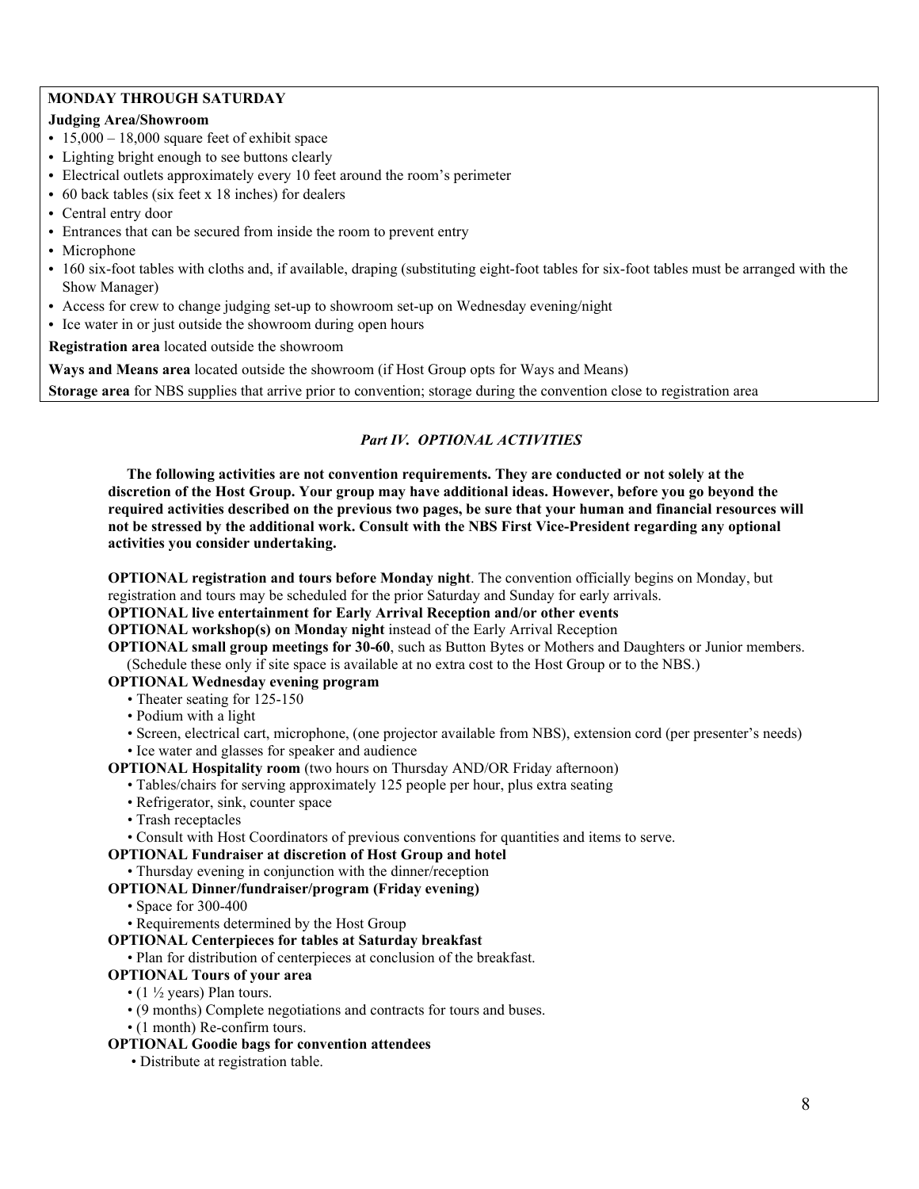**MONDAY THROUGH SATURDAY**

**Judging Area/Showroom**

- 15,000 – 18,000 square feet of exhibit space
- Lighting bright enough to see buttons clearly
- Electrical outlets approximately every 10 feet around the room's perimeter
- 60 back tables (six feet x 18 inches) for dealers
- Central entry door
- Entrances that can be secured from inside the room to prevent entry
- Microphone
- 160 six-foot tables with cloths and, if available, draping (substituting eight-foot tables for six-foot tables must be arranged with the Show Manager)
- Access for crew to change judging set-up to showroom set-up on Wednesday evening/night
- Ice water in or just outside the showroom during open hours

**Registration area** located outside the showroom

**Ways and Means area** located outside the showroom (if Host Group opts for Ways and Means)

**Storage area** for NBS supplies that arrive prior to convention; storage during the convention close to registration area

## *Part IV. OPTIONAL ACTIVITIES*

**The following activities are not convention requirements. They are conducted or not solely at the discretion of the Host Group. Your group may have additional ideas. However, before you go beyond the required activities described on the previous two pages, be sure that your human and financial resources will not be stressed by the additional work. Consult with the NBS First Vice-President regarding any optional activities you consider undertaking.**

**OPTIONAL registration and tours before Monday night**. The convention officially begins on Monday, but registration and tours may be scheduled for the prior Saturday and Sunday for early arrivals.

**OPTIONAL live entertainment for Early Arrival Reception and/or other events**

**OPTIONAL workshop(s) on Monday night** instead of the Early Arrival Reception

**OPTIONAL small group meetings for 30-60**, such as Button Bytes or Mothers and Daughters or Junior members. (Schedule these only if site space is available at no extra cost to the Host Group or to the NBS.)

**OPTIONAL Wednesday evening program**

- Theater seating for 125-150
- Podium with a light
- Screen, electrical cart, microphone, (one projector available from NBS), extension cord (per presenter's needs)
- Ice water and glasses for speaker and audience

**OPTIONAL Hospitality room** (two hours on Thursday AND/OR Friday afternoon)

- Tables/chairs for serving approximately 125 people per hour, plus extra seating
- Refrigerator, sink, counter space
- Trash receptacles
- Consult with Host Coordinators of previous conventions for quantities and items to serve.

**OPTIONAL Fundraiser at discretion of Host Group and hotel**

- Thursday evening in conjunction with the dinner/reception

**OPTIONAL Dinner/fundraiser/program (Friday evening)**

- Space for 300-400
- Requirements determined by the Host Group

**OPTIONAL Centerpieces for tables at Saturday breakfast**

- Plan for distribution of centerpieces at conclusion of the breakfast.

**OPTIONAL Tours of your area**

- (1 ½ years) Plan tours.
- (9 months) Complete negotiations and contracts for tours and buses.
- (1 month) Re-confirm tours.

**OPTIONAL Goodie bags for convention attendees**

- Distribute at registration table.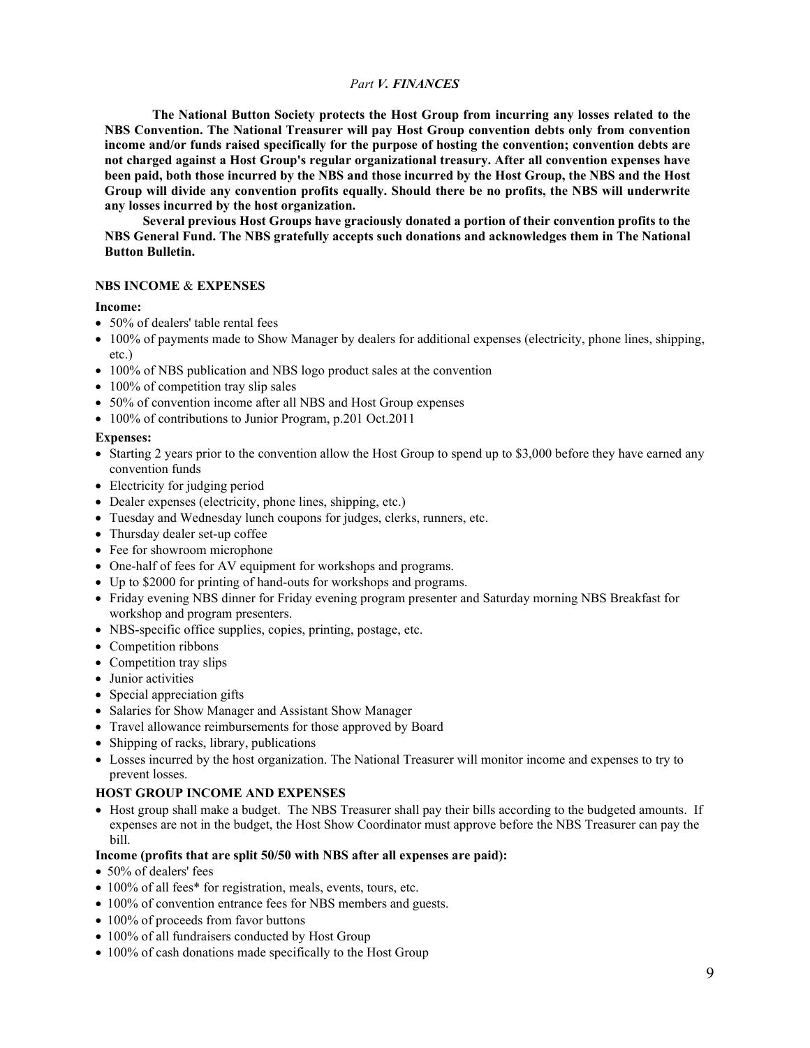*Part **V. FINANCES***

**The National Button Society protects the Host Group from incurring any losses related to the NBS Convention. The National Treasurer will pay Host Group convention debts only from convention income and/or funds raised specifically for the purpose of hosting the convention; convention debts are not charged against a Host Group's regular organizational treasury. After all convention expenses have been paid, both those incurred by the NBS and those incurred by the Host Group, the NBS and the Host Group will divide any convention profits equally. Should there be no profits, the NBS will underwrite any losses incurred by the host organization.**

**Several previous Host Groups have graciously donated a portion of their convention profits to the NBS General Fund. The NBS gratefully accepts such donations and acknowledges them in The National Button Bulletin.**

**NBS INCOME & EXPENSES**

**Income:**

- 50% of dealers' table rental fees
- 100% of payments made to Show Manager by dealers for additional expenses (electricity, phone lines, shipping, etc.)
- 100% of NBS publication and NBS logo product sales at the convention
- 100% of competition tray slip sales
- 50% of convention income after all NBS and Host Group expenses
- 100% of contributions to Junior Program, p.201 Oct.2011

**Expenses:**

- Starting 2 years prior to the convention allow the Host Group to spend up to $3,000 before they have earned any convention funds
- Electricity for judging period
- Dealer expenses (electricity, phone lines, shipping, etc.)
- Tuesday and Wednesday lunch coupons for judges, clerks, runners, etc.
- Thursday dealer set-up coffee
- Fee for showroom microphone
- One-half of fees for AV equipment for workshops and programs.
- Up to $2000 for printing of hand-outs for workshops and programs.
- Friday evening NBS dinner for Friday evening program presenter and Saturday morning NBS Breakfast for workshop and program presenters.
- NBS-specific office supplies, copies, printing, postage, etc.
- Competition ribbons
- Competition tray slips
- Junior activities
- Special appreciation gifts
- Salaries for Show Manager and Assistant Show Manager
- Travel allowance reimbursements for those approved by Board
- Shipping of racks, library, publications
- Losses incurred by the host organization. The National Treasurer will monitor income and expenses to try to prevent losses.

**HOST GROUP INCOME AND EXPENSES**

- Host group shall make a budget. The NBS Treasurer shall pay their bills according to the budgeted amounts. If expenses are not in the budget, the Host Show Coordinator must approve before the NBS Treasurer can pay the bill.

**Income (profits that are split 50/50 with NBS after all expenses are paid):**

- 50% of dealers' fees
- 100% of all fees* for registration, meals, events, tours, etc.
- 100% of convention entrance fees for NBS members and guests.
- 100% of proceeds from favor buttons
- 100% of all fundraisers conducted by Host Group
- 100% of cash donations made specifically to the Host Group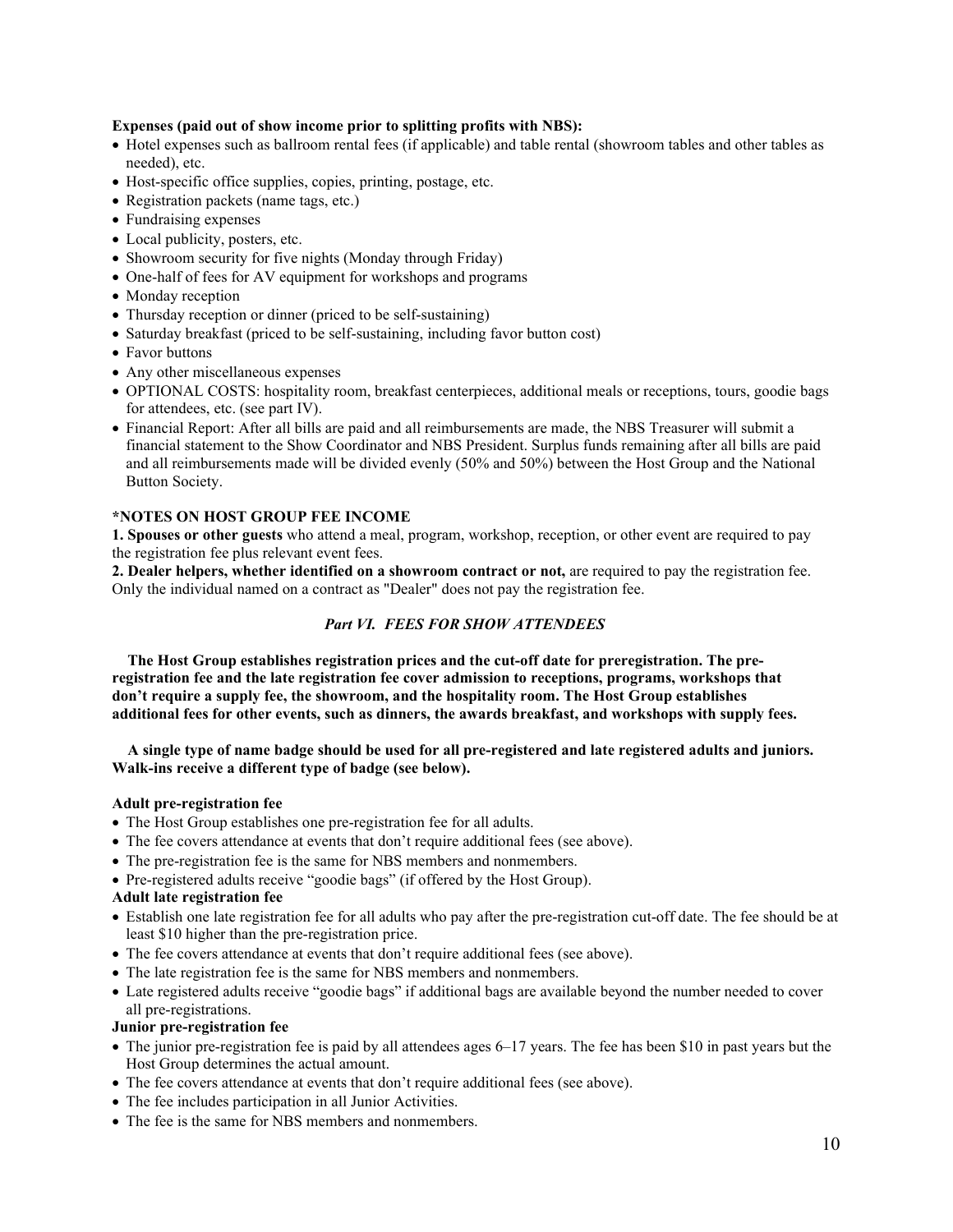**Expenses (paid out of show income prior to splitting profits with NBS):**

- Hotel expenses such as ballroom rental fees (if applicable) and table rental (showroom tables and other tables as needed), etc.
- Host-specific office supplies, copies, printing, postage, etc.
- Registration packets (name tags, etc.)
- Fundraising expenses
- Local publicity, posters, etc.
- Showroom security for five nights (Monday through Friday)
- One-half of fees for AV equipment for workshops and programs
- Monday reception
- Thursday reception or dinner (priced to be self-sustaining)
- Saturday breakfast (priced to be self-sustaining, including favor button cost)
- Favor buttons
- Any other miscellaneous expenses
- OPTIONAL COSTS: hospitality room, breakfast centerpieces, additional meals or receptions, tours, goodie bags for attendees, etc. (see part IV).
- Financial Report: After all bills are paid and all reimbursements are made, the NBS Treasurer will submit a financial statement to the Show Coordinator and NBS President. Surplus funds remaining after all bills are paid and all reimbursements made will be divided evenly (50% and 50%) between the Host Group and the National Button Society.

**\*NOTES ON HOST GROUP FEE INCOME**

**1. Spouses or other guests** who attend a meal, program, workshop, reception, or other event are required to pay the registration fee plus relevant event fees.

**2. Dealer helpers, whether identified on a showroom contract or not,** are required to pay the registration fee. Only the individual named on a contract as "Dealer" does not pay the registration fee.

## *Part VI. FEES FOR SHOW ATTENDEES*

**The Host Group establishes registration prices and the cut-off date for preregistration. The pre-registration fee and the late registration fee cover admission to receptions, programs, workshops that don't require a supply fee, the showroom, and the hospitality room. The Host Group establishes additional fees for other events, such as dinners, the awards breakfast, and workshops with supply fees.**

**A single type of name badge should be used for all pre-registered and late registered adults and juniors. Walk-ins receive a different type of badge (see below).**

**Adult pre-registration fee**

- The Host Group establishes one pre-registration fee for all adults.
- The fee covers attendance at events that don't require additional fees (see above).
- The pre-registration fee is the same for NBS members and nonmembers.
- Pre-registered adults receive "goodie bags" (if offered by the Host Group).

**Adult late registration fee**

- Establish one late registration fee for all adults who pay after the pre-registration cut-off date. The fee should be at least $10 higher than the pre-registration price.
- The fee covers attendance at events that don't require additional fees (see above).
- The late registration fee is the same for NBS members and nonmembers.
- Late registered adults receive "goodie bags" if additional bags are available beyond the number needed to cover all pre-registrations.

**Junior pre-registration fee**

- The junior pre-registration fee is paid by all attendees ages 6–17 years. The fee has been $10 in past years but the Host Group determines the actual amount.
- The fee covers attendance at events that don't require additional fees (see above).
- The fee includes participation in all Junior Activities.
- The fee is the same for NBS members and nonmembers.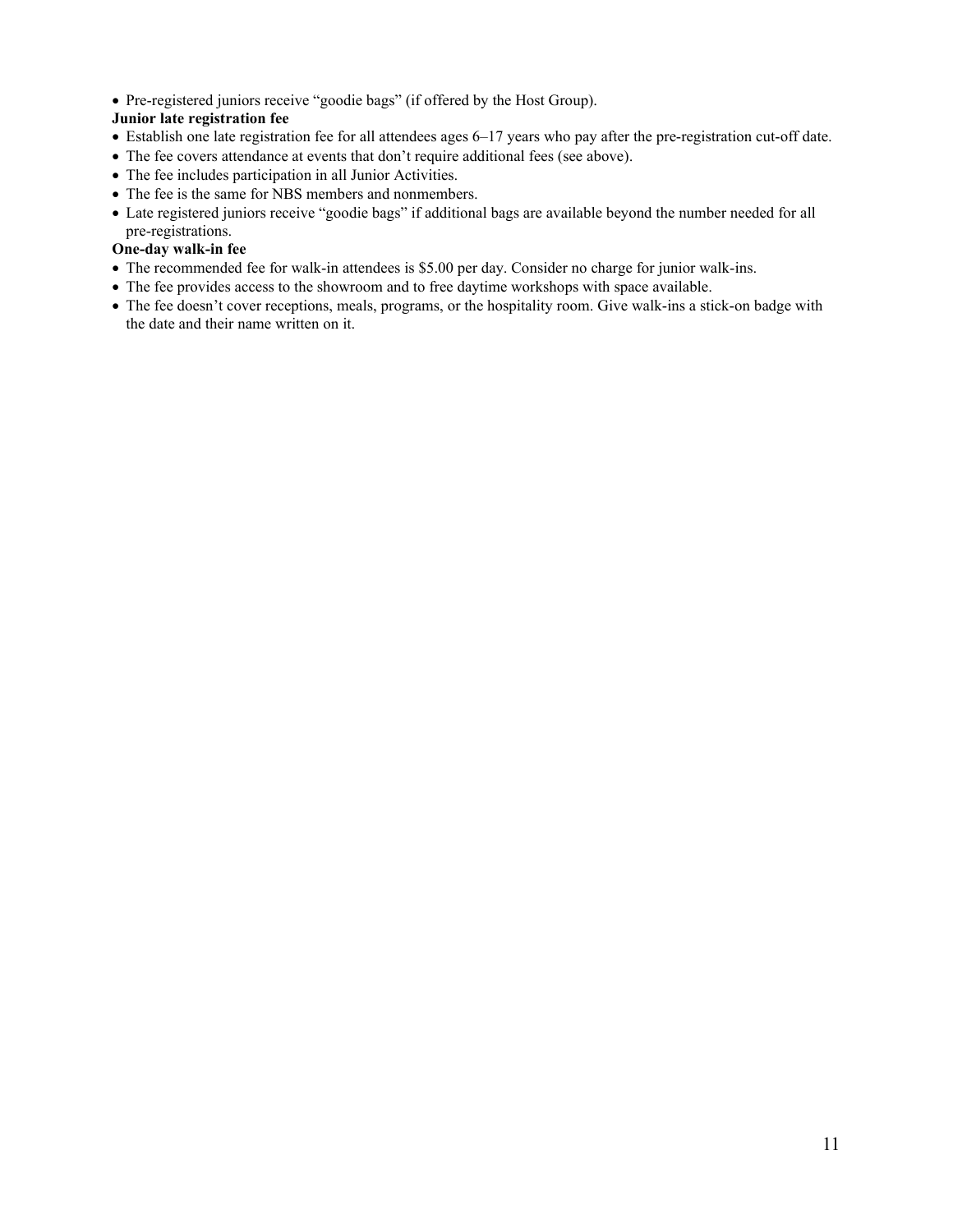- Pre-registered juniors receive “goodie bags” (if offered by the Host Group).

**Junior late registration fee**

- Establish one late registration fee for all attendees ages 6–17 years who pay after the pre-registration cut-off date.
- The fee covers attendance at events that don’t require additional fees (see above).
- The fee includes participation in all Junior Activities.
- The fee is the same for NBS members and nonmembers.
- Late registered juniors receive “goodie bags” if additional bags are available beyond the number needed for all pre-registrations.

**One-day walk-in fee**

- The recommended fee for walk-in attendees is $5.00 per day. Consider no charge for junior walk-ins.
- The fee provides access to the showroom and to free daytime workshops with space available.
- The fee doesn’t cover receptions, meals, programs, or the hospitality room. Give walk-ins a stick-on badge with the date and their name written on it.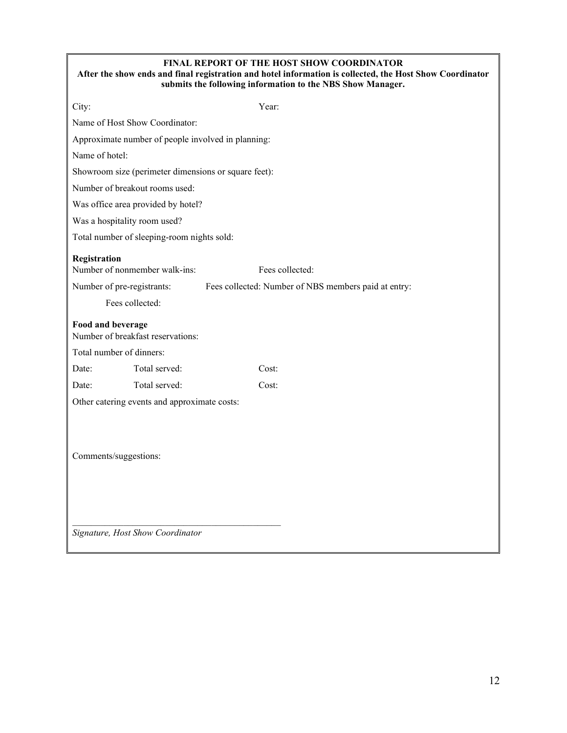**FINAL REPORT OF THE HOST SHOW COORDINATOR**

**After the show ends and final registration and hotel information is collected, the Host Show Coordinator submits the following information to the NBS Show Manager.**

City: Year:

Name of Host Show Coordinator:

Approximate number of people involved in planning:

Name of hotel:

Showroom size (perimeter dimensions or square feet):

Number of breakout rooms used:

Was office area provided by hotel?

Was a hospitality room used?

Total number of sleeping-room nights sold:

**Registration**

Number of nonmember walk-ins: Fees collected:

Number of pre-registrants: Fees collected: Number of NBS members paid at entry:

Fees collected:

**Food and beverage**

Number of breakfast reservations:

Total number of dinners:

Date: Total served: Cost:

Date: Total served: Cost:

Other catering events and approximate costs:

Comments/suggestions:

\_\_\_\_\_\_\_\_\_\_\_\_\_\_\_\_\_\_\_\_\_\_\_\_\_\_\_\_\_\_\_\_\_\_\_\_\_\_\_\_\_\_\_\_

*Signature, Host Show Coordinator*